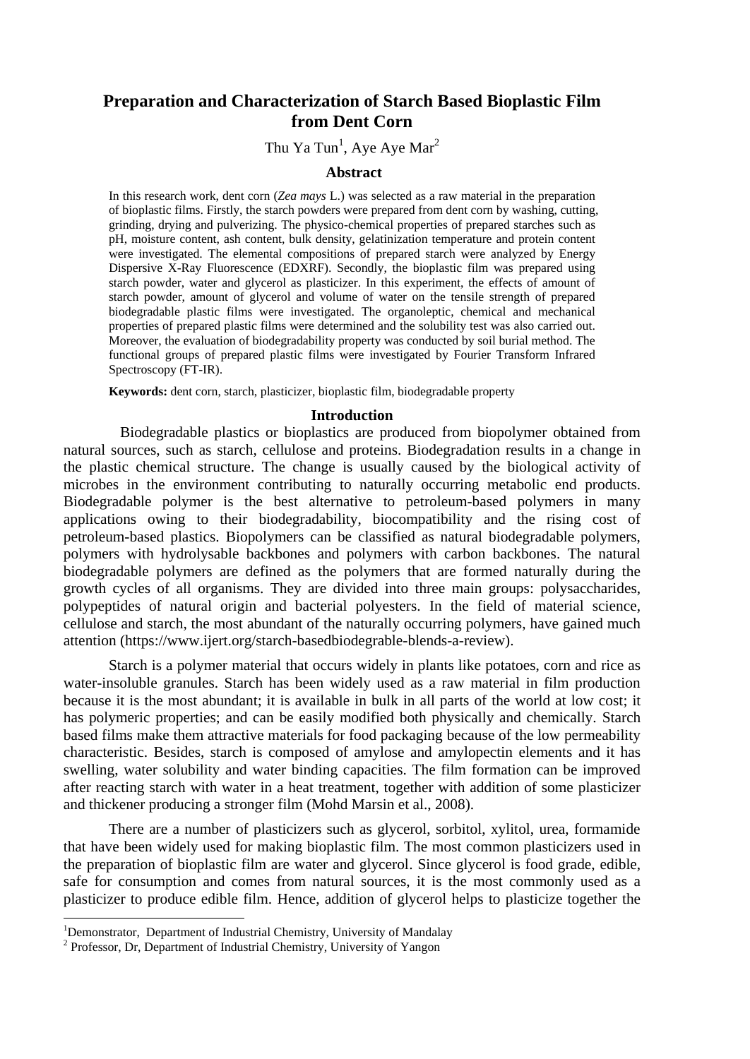# Preparation and Characterization of Starch Based Bioplastic Film from Dent Corn

Thu Ya Tun[1], Aye Aye Mar[2]

## Abstract

In this research work, dent corn (*Zea mays* L.) was selected as a raw material in the preparation of bioplastic films. Firstly, the starch powders were prepared from dent corn by washing, cutting, grinding, drying and pulverizing. The physico-chemical properties of prepared starches such as pH, moisture content, ash content, bulk density, gelatinization temperature and protein content were investigated. The elemental compositions of prepared starch were analyzed by Energy Dispersive X-Ray Fluorescence (EDXRF). Secondly, the bioplastic film was prepared using starch powder, water and glycerol as plasticizer. In this experiment, the effects of amount of starch powder, amount of glycerol and volume of water on the tensile strength of prepared biodegradable plastic films were investigated. The organoleptic, chemical and mechanical properties of prepared plastic films were determined and the solubility test was also carried out. Moreover, the evaluation of biodegradability property was conducted by soil burial method. The functional groups of prepared plastic films were investigated by Fourier Transform Infrared Spectroscopy (FT-IR).

**Keywords:** dent corn, starch, plasticizer, bioplastic film, biodegradable property

## Introduction

Biodegradable plastics or bioplastics are produced from biopolymer obtained from natural sources, such as starch, cellulose and proteins. Biodegradation results in a change in the plastic chemical structure. The change is usually caused by the biological activity of microbes in the environment contributing to naturally occurring metabolic end products. Biodegradable polymer is the best alternative to petroleum-based polymers in many applications owing to their biodegradability, biocompatibility and the rising cost of petroleum-based plastics. Biopolymers can be classified as natural biodegradable polymers, polymers with hydrolysable backbones and polymers with carbon backbones. The natural biodegradable polymers are defined as the polymers that are formed naturally during the growth cycles of all organisms. They are divided into three main groups: polysaccharides, polypeptides of natural origin and bacterial polyesters. In the field of material science, cellulose and starch, the most abundant of the naturally occurring polymers, have gained much attention (https://www.ijert.org/starch-basedbiodegrable-blends-a-review).

Starch is a polymer material that occurs widely in plants like potatoes, corn and rice as water-insoluble granules. Starch has been widely used as a raw material in film production because it is the most abundant; it is available in bulk in all parts of the world at low cost; it has polymeric properties; and can be easily modified both physically and chemically. Starch based films make them attractive materials for food packaging because of the low permeability characteristic. Besides, starch is composed of amylose and amylopectin elements and it has swelling, water solubility and water binding capacities. The film formation can be improved after reacting starch with water in a heat treatment, together with addition of some plasticizer and thickener producing a stronger film (Mohd Marsin et al., 2008).

There are a number of plasticizers such as glycerol, sorbitol, xylitol, urea, formamide that have been widely used for making bioplastic film. The most common plasticizers used in the preparation of bioplastic film are water and glycerol. Since glycerol is food grade, edible, safe for consumption and comes from natural sources, it is the most commonly used as a plasticizer to produce edible film. Hence, addition of glycerol helps to plasticize together the

---

[1]Demonstrator, Department of Industrial Chemistry, University of Mandalay

[2] Professor, Dr, Department of Industrial Chemistry, University of Yangon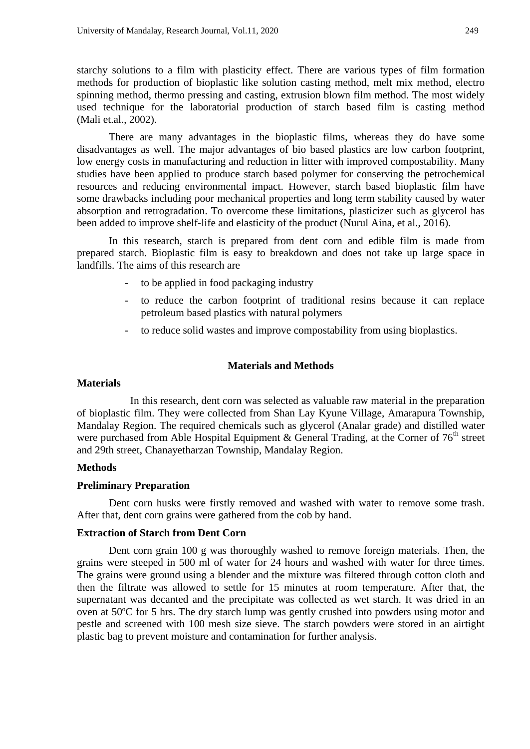starchy solutions to a film with plasticity effect. There are various types of film formation methods for production of bioplastic like solution casting method, melt mix method, electro spinning method, thermo pressing and casting, extrusion blown film method. The most widely used technique for the laboratorial production of starch based film is casting method (Mali et.al., 2002).

There are many advantages in the bioplastic films, whereas they do have some disadvantages as well. The major advantages of bio based plastics are low carbon footprint, low energy costs in manufacturing and reduction in litter with improved compostability. Many studies have been applied to produce starch based polymer for conserving the petrochemical resources and reducing environmental impact. However, starch based bioplastic film have some drawbacks including poor mechanical properties and long term stability caused by water absorption and retrogradation. To overcome these limitations, plasticizer such as glycerol has been added to improve shelf-life and elasticity of the product (Nurul Aina, et al., 2016).

In this research, starch is prepared from dent corn and edible film is made from prepared starch. Bioplastic film is easy to breakdown and does not take up large space in landfills. The aims of this research are

- to be applied in food packaging industry
- to reduce the carbon footprint of traditional resins because it can replace petroleum based plastics with natural polymers
- to reduce solid wastes and improve compostability from using bioplastics.

## Materials and Methods

### Materials

In this research, dent corn was selected as valuable raw material in the preparation of bioplastic film. They were collected from Shan Lay Kyune Village, Amarapura Township, Mandalay Region. The required chemicals such as glycerol (Analar grade) and distilled water were purchased from Able Hospital Equipment & General Trading, at the Corner of 76th street and 29th street, Chanayetharzan Township, Mandalay Region.

### Methods

### Preliminary Preparation

Dent corn husks were firstly removed and washed with water to remove some trash. After that, dent corn grains were gathered from the cob by hand.

### Extraction of Starch from Dent Corn

Dent corn grain 100 g was thoroughly washed to remove foreign materials. Then, the grains were steeped in 500 ml of water for 24 hours and washed with water for three times. The grains were ground using a blender and the mixture was filtered through cotton cloth and then the filtrate was allowed to settle for 15 minutes at room temperature. After that, the supernatant was decanted and the precipitate was collected as wet starch. It was dried in an oven at 50ºC for 5 hrs. The dry starch lump was gently crushed into powders using motor and pestle and screened with 100 mesh size sieve. The starch powders were stored in an airtight plastic bag to prevent moisture and contamination for further analysis.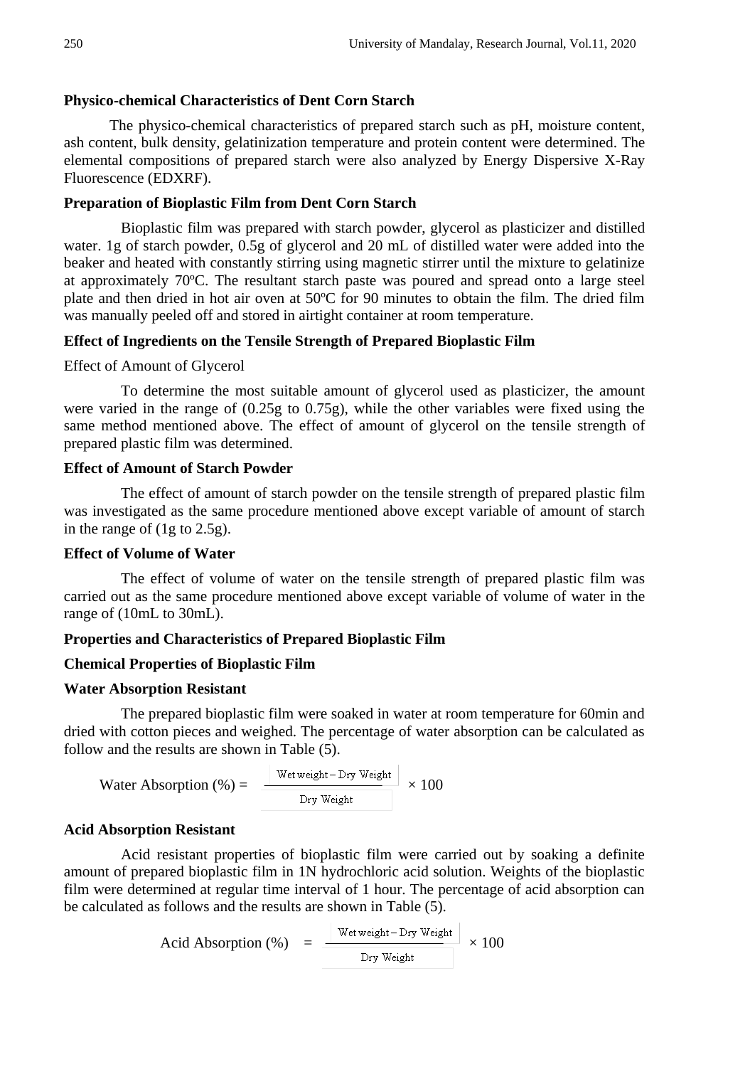### Physico-chemical Characteristics of Dent Corn Starch

The physico-chemical characteristics of prepared starch such as pH, moisture content, ash content, bulk density, gelatinization temperature and protein content were determined. The elemental compositions of prepared starch were also analyzed by Energy Dispersive X-Ray Fluorescence (EDXRF).

### Preparation of Bioplastic Film from Dent Corn Starch

Bioplastic film was prepared with starch powder, glycerol as plasticizer and distilled water. 1g of starch powder, 0.5g of glycerol and 20 mL of distilled water were added into the beaker and heated with constantly stirring using magnetic stirrer until the mixture to gelatinize at approximately 70ºC. The resultant starch paste was poured and spread onto a large steel plate and then dried in hot air oven at 50ºC for 90 minutes to obtain the film. The dried film was manually peeled off and stored in airtight container at room temperature.

### Effect of Ingredients on the Tensile Strength of Prepared Bioplastic Film

Effect of Amount of Glycerol

To determine the most suitable amount of glycerol used as plasticizer, the amount were varied in the range of (0.25g to 0.75g), while the other variables were fixed using the same method mentioned above. The effect of amount of glycerol on the tensile strength of prepared plastic film was determined.

### Effect of Amount of Starch Powder

The effect of amount of starch powder on the tensile strength of prepared plastic film was investigated as the same procedure mentioned above except variable of amount of starch in the range of (1g to 2.5g).

### Effect of Volume of Water

The effect of volume of water on the tensile strength of prepared plastic film was carried out as the same procedure mentioned above except variable of volume of water in the range of (10mL to 30mL).

### Properties and Characteristics of Prepared Bioplastic Film

### Chemical Properties of Bioplastic Film

### Water Absorption Resistant

The prepared bioplastic film were soaked in water at room temperature for 60min and dried with cotton pieces and weighed. The percentage of water absorption can be calculated as follow and the results are shown in Table (5).

$$\text{Water Absorption (\%)} = \frac{\text{Wet weight} - \text{Dry Weight}}{\text{Dry Weight}} \times 100$$

### Acid Absorption Resistant

Acid resistant properties of bioplastic film were carried out by soaking a definite amount of prepared bioplastic film in 1N hydrochloric acid solution. Weights of the bioplastic film were determined at regular time interval of 1 hour. The percentage of acid absorption can be calculated as follows and the results are shown in Table (5).

$$\text{Acid Absorption (\%)} = \frac{\text{Wet weight} - \text{Dry Weight}}{\text{Dry Weight}} \times 100$$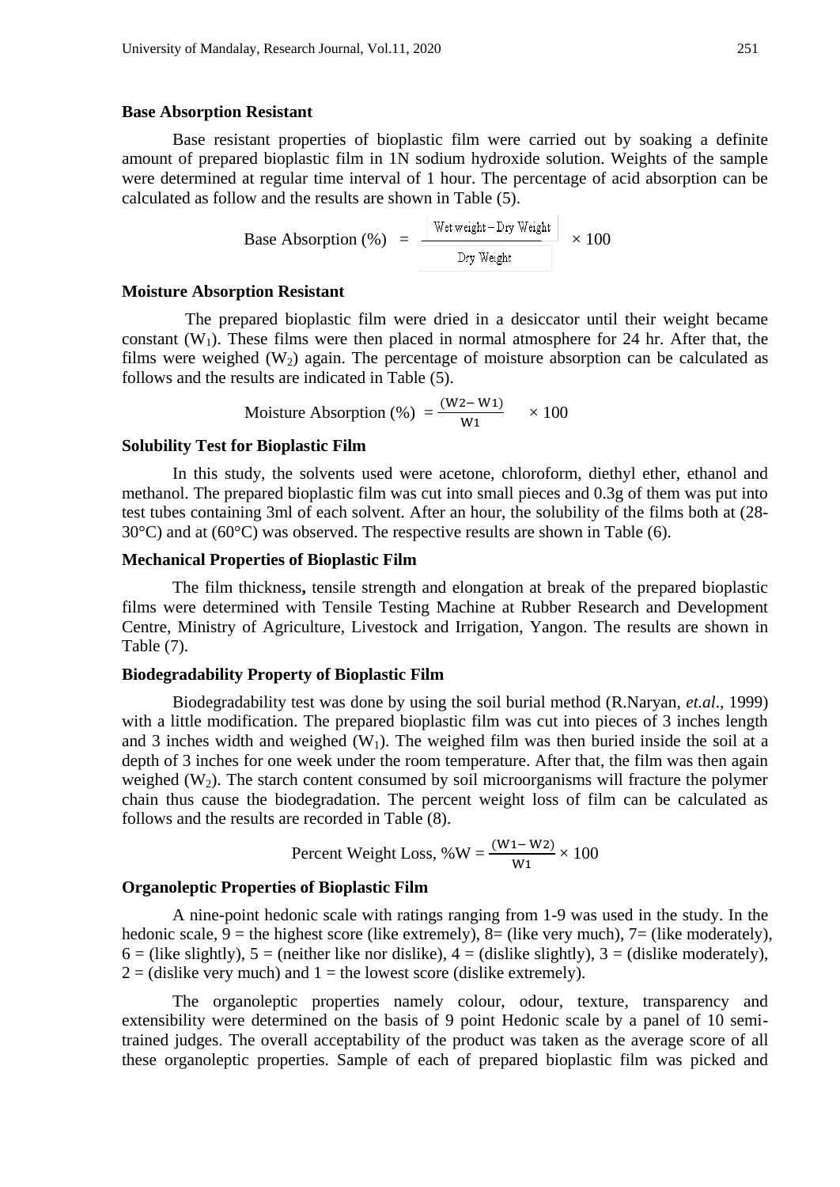**Base Absorption Resistant**

Base resistant properties of bioplastic film were carried out by soaking a definite amount of prepared bioplastic film in 1N sodium hydroxide solution. Weights of the sample were determined at regular time interval of 1 hour. The percentage of acid absorption can be calculated as follow and the results are shown in Table (5).

$$\text{Base Absorption (\%)} = \frac{\text{Wet weight} - \text{Dry Weight}}{\text{Dry Weight}} \times 100$$

**Moisture Absorption Resistant**

The prepared bioplastic film were dried in a desiccator until their weight became constant ($W_1$). These films were then placed in normal atmosphere for 24 hr. After that, the films were weighed ($W_2$) again. The percentage of moisture absorption can be calculated as follows and the results are indicated in Table (5).

$$\text{Moisture Absorption (\%)} = \frac{(W2 - W1)}{W1} \times 100$$

**Solubility Test for Bioplastic Film**

In this study, the solvents used were acetone, chloroform, diethyl ether, ethanol and methanol. The prepared bioplastic film was cut into small pieces and 0.3g of them was put into test tubes containing 3ml of each solvent. After an hour, the solubility of the films both at (28-30°C) and at (60°C) was observed. The respective results are shown in Table (6).

**Mechanical Properties of Bioplastic Film**

The film thickness**,** tensile strength and elongation at break of the prepared bioplastic films were determined with Tensile Testing Machine at Rubber Research and Development Centre, Ministry of Agriculture, Livestock and Irrigation, Yangon. The results are shown in Table (7).

**Biodegradability Property of Bioplastic Film**

Biodegradability test was done by using the soil burial method (R.Naryan, *et.al*., 1999) with a little modification. The prepared bioplastic film was cut into pieces of 3 inches length and 3 inches width and weighed ($W_1$). The weighed film was then buried inside the soil at a depth of 3 inches for one week under the room temperature. After that, the film was then again weighed ($W_2$). The starch content consumed by soil microorganisms will fracture the polymer chain thus cause the biodegradation. The percent weight loss of film can be calculated as follows and the results are recorded in Table (8).

$$\text{Percent Weight Loss, \%W} = \frac{(W1 - W2)}{W1} \times 100$$

**Organoleptic Properties of Bioplastic Film**

A nine-point hedonic scale with ratings ranging from 1-9 was used in the study. In the hedonic scale, 9 = the highest score (like extremely), 8= (like very much), 7= (like moderately), 6 = (like slightly), 5 = (neither like nor dislike), 4 = (dislike slightly), 3 = (dislike moderately), 2 = (dislike very much) and 1 = the lowest score (dislike extremely).

The organoleptic properties namely colour, odour, texture, transparency and extensibility were determined on the basis of 9 point Hedonic scale by a panel of 10 semi-trained judges. The overall acceptability of the product was taken as the average score of all these organoleptic properties. Sample of each of prepared bioplastic film was picked and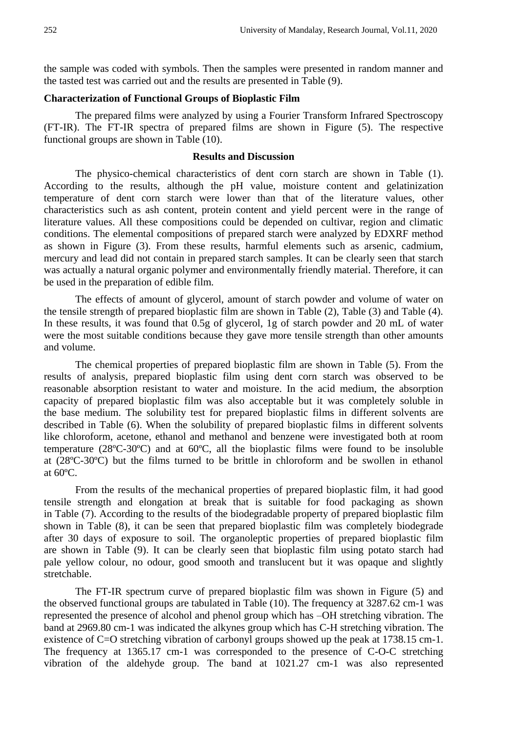the sample was coded with symbols. Then the samples were presented in random manner and the tasted test was carried out and the results are presented in Table (9).

**Characterization of Functional Groups of Bioplastic Film**

The prepared films were analyzed by using a Fourier Transform Infrared Spectroscopy (FT-IR). The FT-IR spectra of prepared films are shown in Figure (5). The respective functional groups are shown in Table (10).

## Results and Discussion

The physico-chemical characteristics of dent corn starch are shown in Table (1). According to the results, although the pH value, moisture content and gelatinization temperature of dent corn starch were lower than that of the literature values, other characteristics such as ash content, protein content and yield percent were in the range of literature values. All these compositions could be depended on cultivar, region and climatic conditions. The elemental compositions of prepared starch were analyzed by EDXRF method as shown in Figure (3). From these results, harmful elements such as arsenic, cadmium, mercury and lead did not contain in prepared starch samples. It can be clearly seen that starch was actually a natural organic polymer and environmentally friendly material. Therefore, it can be used in the preparation of edible film.

The effects of amount of glycerol, amount of starch powder and volume of water on the tensile strength of prepared bioplastic film are shown in Table (2), Table (3) and Table (4). In these results, it was found that 0.5g of glycerol, 1g of starch powder and 20 mL of water were the most suitable conditions because they gave more tensile strength than other amounts and volume.

The chemical properties of prepared bioplastic film are shown in Table (5). From the results of analysis, prepared bioplastic film using dent corn starch was observed to be reasonable absorption resistant to water and moisture. In the acid medium, the absorption capacity of prepared bioplastic film was also acceptable but it was completely soluble in the base medium. The solubility test for prepared bioplastic films in different solvents are described in Table (6). When the solubility of prepared bioplastic films in different solvents like chloroform, acetone, ethanol and methanol and benzene were investigated both at room temperature (28ºC-30ºC) and at 60ºC, all the bioplastic films were found to be insoluble at (28ºC-30ºC) but the films turned to be brittle in chloroform and be swollen in ethanol at 60ºC.

From the results of the mechanical properties of prepared bioplastic film, it had good tensile strength and elongation at break that is suitable for food packaging as shown in Table (7). According to the results of the biodegradable property of prepared bioplastic film shown in Table (8), it can be seen that prepared bioplastic film was completely biodegrade after 30 days of exposure to soil. The organoleptic properties of prepared bioplastic film are shown in Table (9). It can be clearly seen that bioplastic film using potato starch had pale yellow colour, no odour, good smooth and translucent but it was opaque and slightly stretchable.

The FT-IR spectrum curve of prepared bioplastic film was shown in Figure (5) and the observed functional groups are tabulated in Table (10). The frequency at 3287.62 cm-1 was represented the presence of alcohol and phenol group which has –OH stretching vibration. The band at 2969.80 cm-1 was indicated the alkynes group which has C-H stretching vibration. The existence of C=O stretching vibration of carbonyl groups showed up the peak at 1738.15 cm-1. The frequency at 1365.17 cm-1 was corresponded to the presence of C-O-C stretching vibration of the aldehyde group. The band at 1021.27 cm-1 was also represented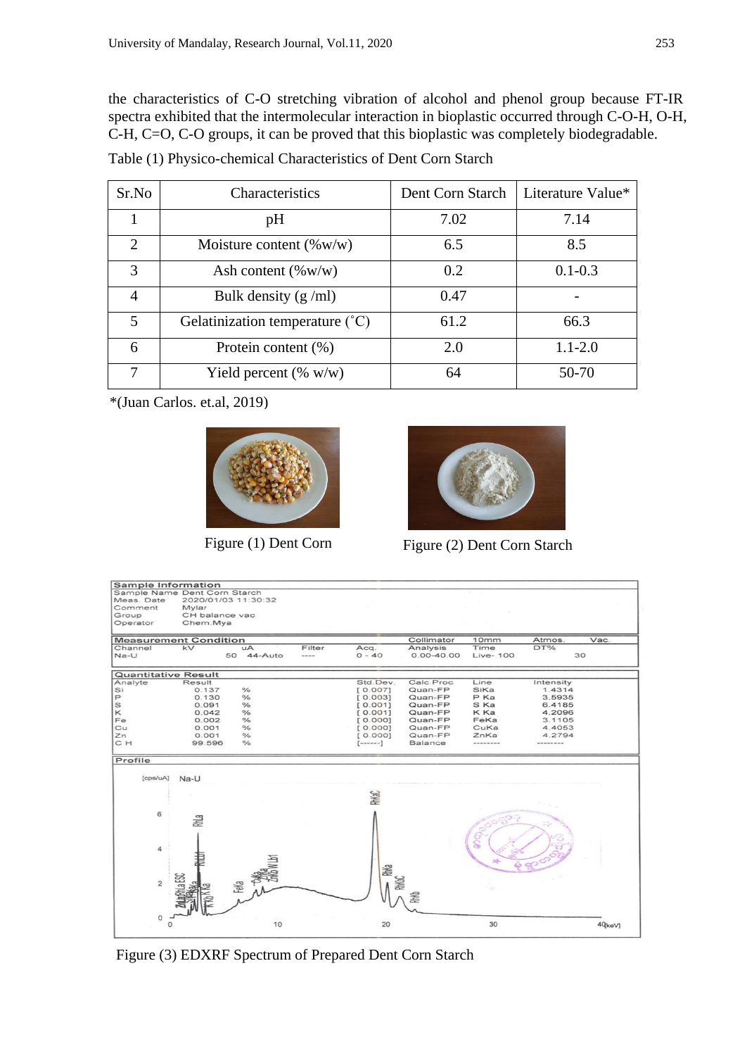the characteristics of C-O stretching vibration of alcohol and phenol group because FT-IR spectra exhibited that the intermolecular interaction in bioplastic occurred through C-O-H, O-H, C-H, C=O, C-O groups, it can be proved that this bioplastic was completely biodegradable.

Table (1) Physico-chemical Characteristics of Dent Corn Starch

| Sr.No | Characteristics | Dent Corn Starch | Literature Value* |
|---|---|---|---|
| 1 | pH | 7.02 | 7.14 |
| 2 | Moisture content (%w/w) | 6.5 | 8.5 |
| 3 | Ash content (%w/w) | 0.2 | 0.1-0.3 |
| 4 | Bulk density (g /ml) | 0.47 | - |
| 5 | Gelatinization temperature (˚C) | 61.2 | 66.3 |
| 6 | Protein content (%) | 2.0 | 1.1-2.0 |
| 7 | Yield percent (% w/w) | 64 | 50-70 |

*(Juan Carlos. et.al, 2019)

Figure (1) Dent Corn

Figure (2) Dent Corn Starch

Figure (3) EDXRF Spectrum of Prepared Dent Corn Starch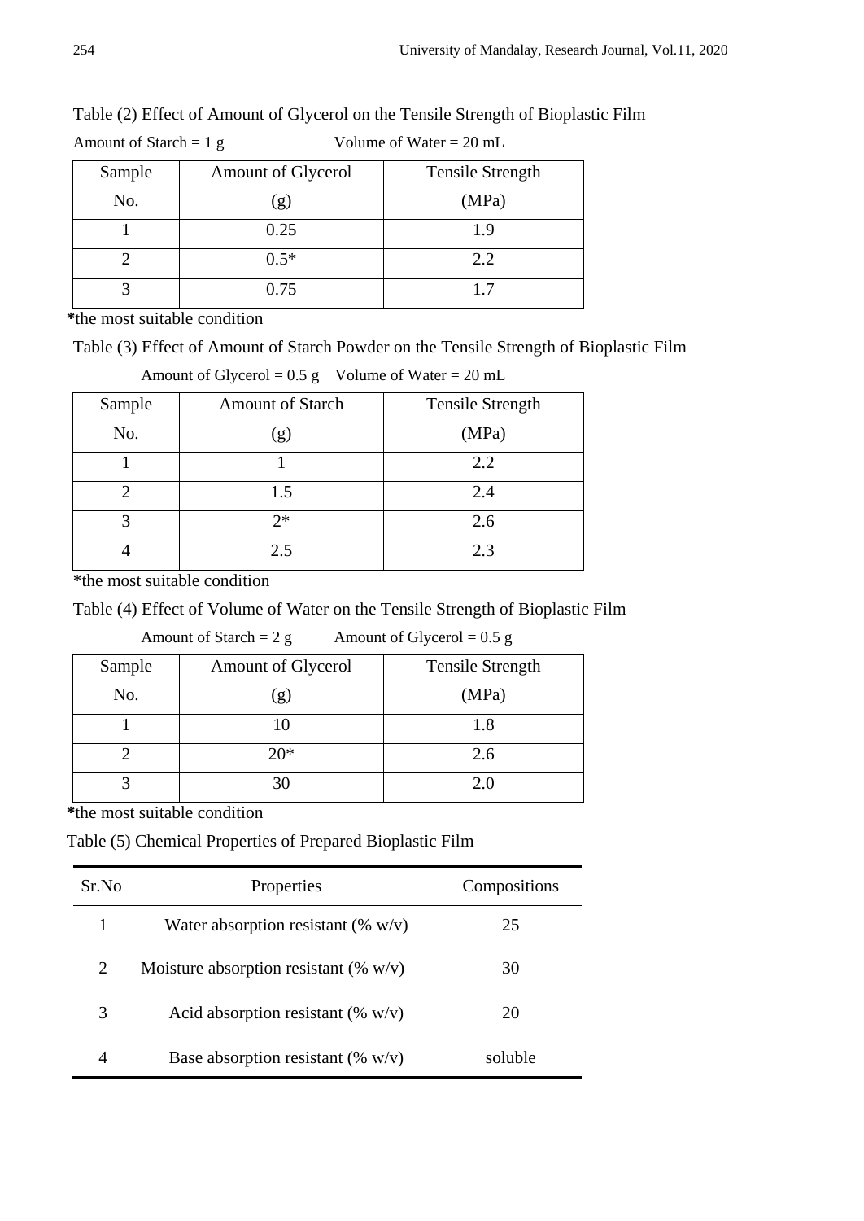Table (2) Effect of Amount of Glycerol on the Tensile Strength of Bioplastic Film

Amount of Starch = 1 g Volume of Water = 20 mL

| Sample No. | Amount of Glycerol (g) | Tensile Strength (MPa) |
|---|---|---|
| 1 | 0.25 | 1.9 |
| 2 | 0.5* | 2.2 |
| 3 | 0.75 | 1.7 |

**\***the most suitable condition

Table (3) Effect of Amount of Starch Powder on the Tensile Strength of Bioplastic Film

Amount of Glycerol = 0.5 g Volume of Water = 20 mL

| Sample No. | Amount of Starch (g) | Tensile Strength (MPa) |
|---|---|---|
| 1 | 1 | 2.2 |
| 2 | 1.5 | 2.4 |
| 3 | 2* | 2.6 |
| 4 | 2.5 | 2.3 |

*the most suitable condition

Table (4) Effect of Volume of Water on the Tensile Strength of Bioplastic Film

Amount of Starch = 2 g Amount of Glycerol = 0.5 g

| Sample No. | Amount of Glycerol (g) | Tensile Strength (MPa) |
|---|---|---|
| 1 | 10 | 1.8 |
| 2 | 20* | 2.6 |
| 3 | 30 | 2.0 |

**\***the most suitable condition

Table (5) Chemical Properties of Prepared Bioplastic Film

| Sr.No | Properties | Compositions |
|---|---|---|
| 1 | Water absorption resistant (% w/v) | 25 |
| 2 | Moisture absorption resistant (% w/v) | 30 |
| 3 | Acid absorption resistant (% w/v) | 20 |
| 4 | Base absorption resistant (% w/v) | soluble |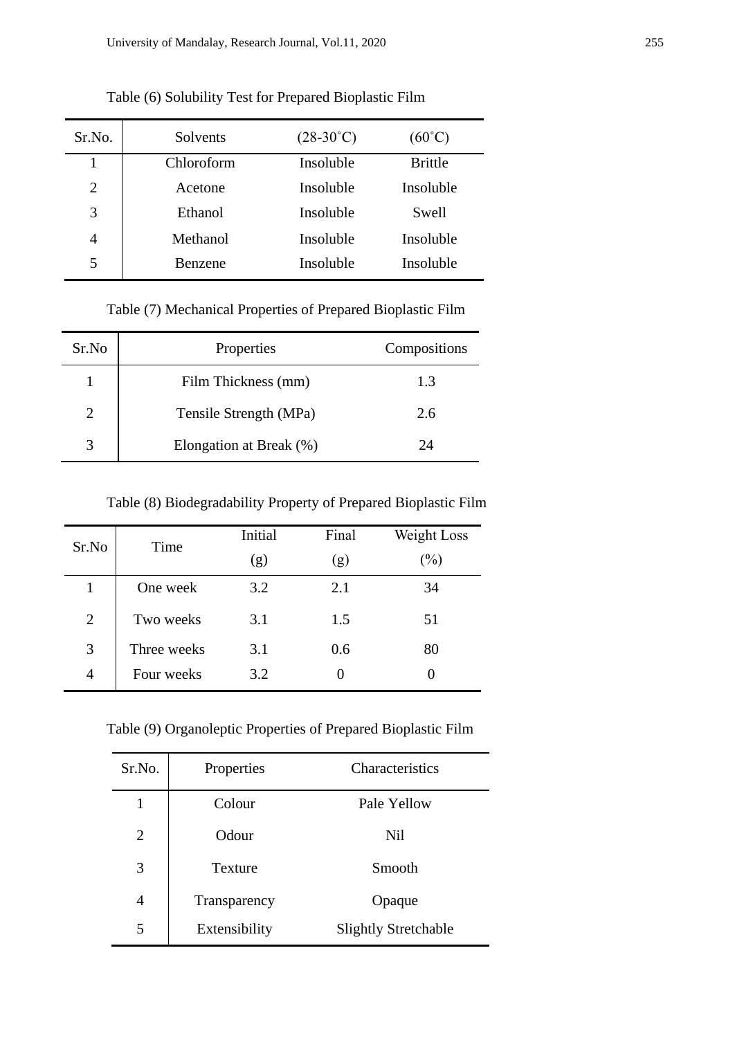Table (6) Solubility Test for Prepared Bioplastic Film

| Sr.No. | Solvents | (28-30˚C) | (60˚C) |
|---|---|---|---|
| 1 | Chloroform | Insoluble | Brittle |
| 2 | Acetone | Insoluble | Insoluble |
| 3 | Ethanol | Insoluble | Swell |
| 4 | Methanol | Insoluble | Insoluble |
| 5 | Benzene | Insoluble | Insoluble |

Table (7) Mechanical Properties of Prepared Bioplastic Film

| Sr.No | Properties | Compositions |
|---|---|---|
| 1 | Film Thickness (mm) | 1.3 |
| 2 | Tensile Strength (MPa) | 2.6 |
| 3 | Elongation at Break (%) | 24 |

Table (8) Biodegradability Property of Prepared Bioplastic Film

| Sr.No | Time | Initial (g) | Final (g) | Weight Loss (%) |
|---|---|---|---|---|
| 1 | One week | 3.2 | 2.1 | 34 |
| 2 | Two weeks | 3.1 | 1.5 | 51 |
| 3 | Three weeks | 3.1 | 0.6 | 80 |
| 4 | Four weeks | 3.2 | 0 | 0 |

Table (9) Organoleptic Properties of Prepared Bioplastic Film

| Sr.No. | Properties | Characteristics |
|---|---|---|
| 1 | Colour | Pale Yellow |
| 2 | Odour | Nil |
| 3 | Texture | Smooth |
| 4 | Transparency | Opaque |
| 5 | Extensibility | Slightly Stretchable |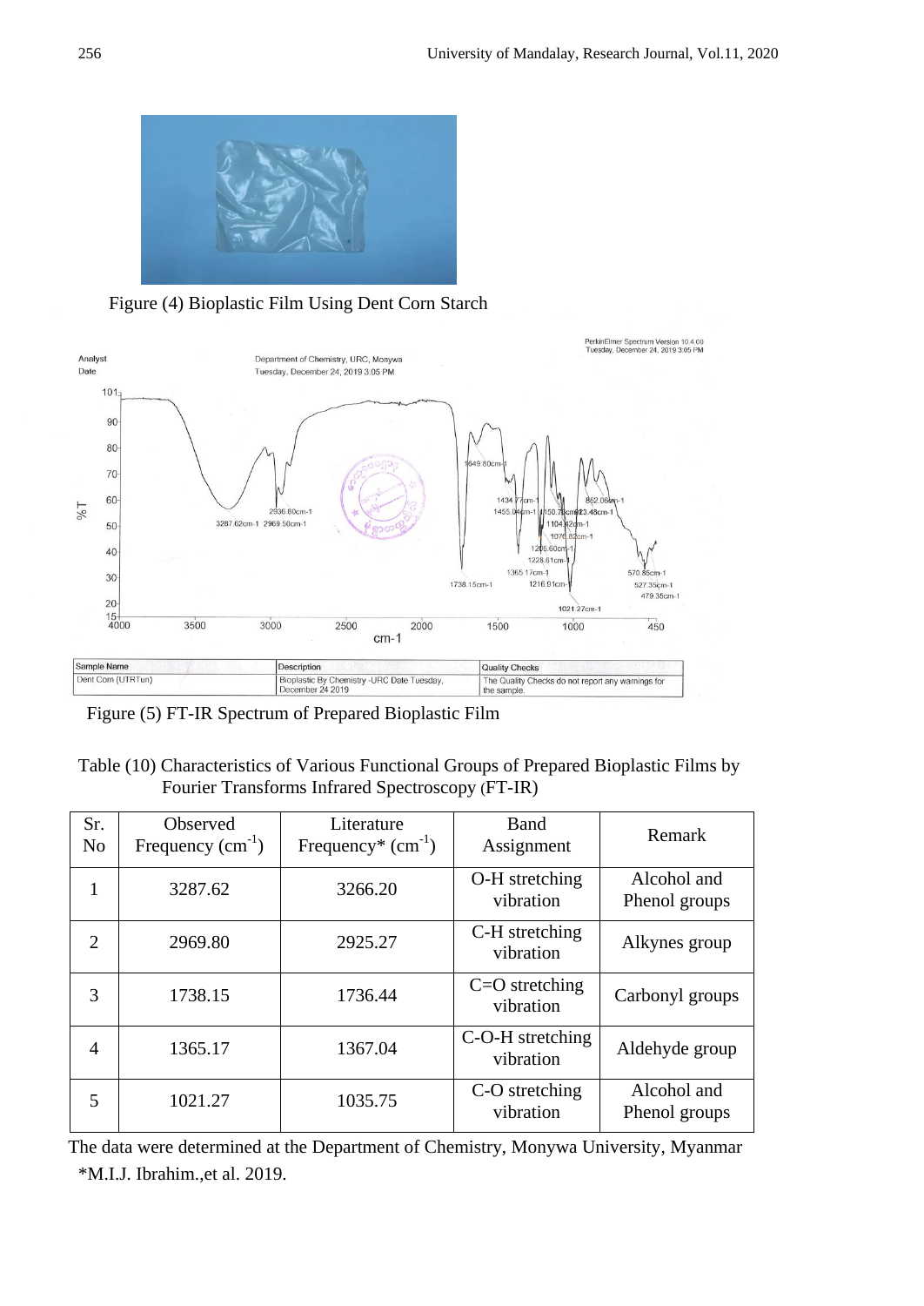Figure (4) Bioplastic Film Using Dent Corn Starch

Figure (5) FT-IR Spectrum of Prepared Bioplastic Film

Table (10) Characteristics of Various Functional Groups of Prepared Bioplastic Films by Fourier Transforms Infrared Spectroscopy (FT-IR)

| Sr. No | Observed Frequency ($cm^{-1}$) | Literature Frequency* ($cm^{-1}$) | Band Assignment | Remark |
|---|---|---|---|---|
| 1 | 3287.62 | 3266.20 | O-H stretching vibration | Alcohol and Phenol groups |
| 2 | 2969.80 | 2925.27 | C-H stretching vibration | Alkynes group |
| 3 | 1738.15 | 1736.44 | C=O stretching vibration | Carbonyl groups |
| 4 | 1365.17 | 1367.04 | C-O-H stretching vibration | Aldehyde group |
| 5 | 1021.27 | 1035.75 | C-O stretching vibration | Alcohol and Phenol groups |

The data were determined at the Department of Chemistry, Monywa University, Myanmar

*M.I.J. Ibrahim.,et al. 2019.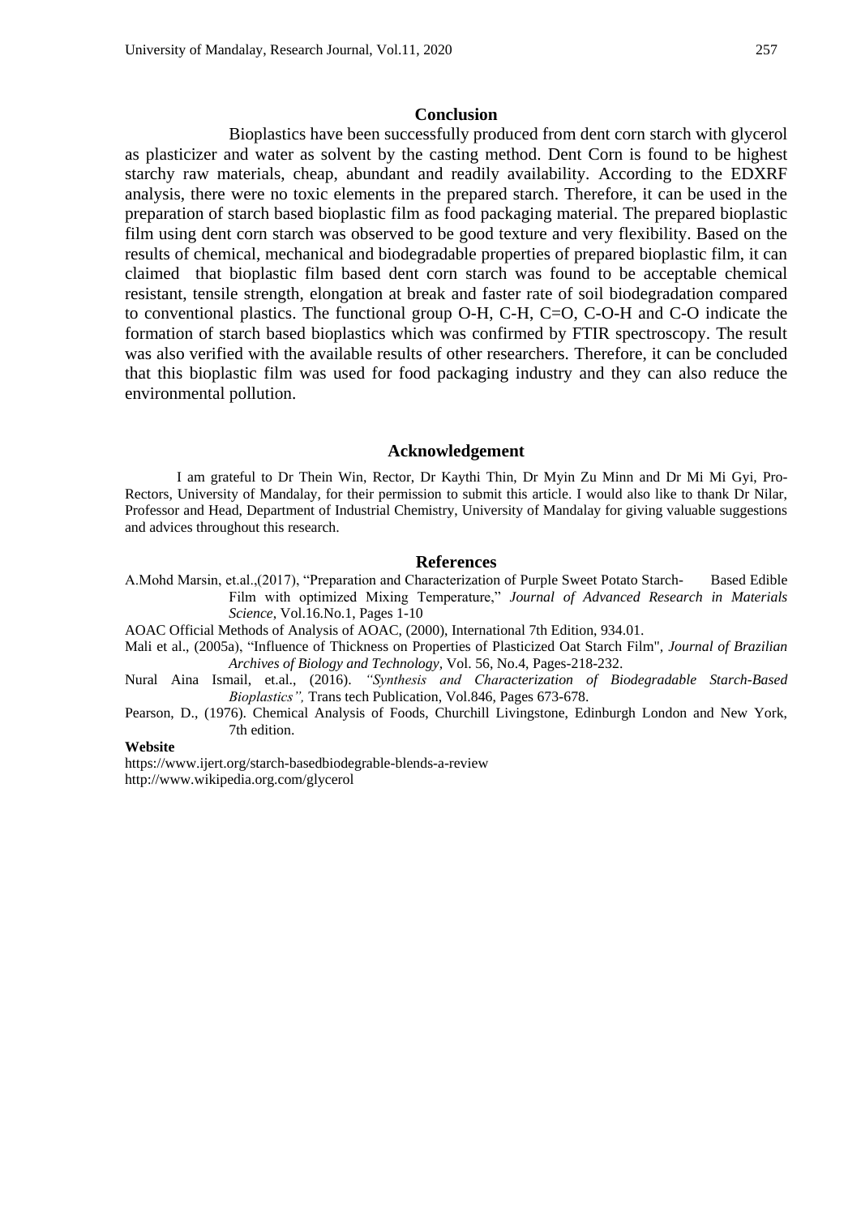## Conclusion

Bioplastics have been successfully produced from dent corn starch with glycerol as plasticizer and water as solvent by the casting method. Dent Corn is found to be highest starchy raw materials, cheap, abundant and readily availability. According to the EDXRF analysis, there were no toxic elements in the prepared starch. Therefore, it can be used in the preparation of starch based bioplastic film as food packaging material. The prepared bioplastic film using dent corn starch was observed to be good texture and very flexibility. Based on the results of chemical, mechanical and biodegradable properties of prepared bioplastic film, it can claimed that bioplastic film based dent corn starch was found to be acceptable chemical resistant, tensile strength, elongation at break and faster rate of soil biodegradation compared to conventional plastics. The functional group O-H, C-H, C=O, C-O-H and C-O indicate the formation of starch based bioplastics which was confirmed by FTIR spectroscopy. The result was also verified with the available results of other researchers. Therefore, it can be concluded that this bioplastic film was used for food packaging industry and they can also reduce the environmental pollution.

## Acknowledgement

I am grateful to Dr Thein Win, Rector, Dr Kaythi Thin, Dr Myin Zu Minn and Dr Mi Mi Gyi, Pro-Rectors, University of Mandalay, for their permission to submit this article. I would also like to thank Dr Nilar, Professor and Head, Department of Industrial Chemistry, University of Mandalay for giving valuable suggestions and advices throughout this research.

## References

A.Mohd Marsin, et.al.,(2017), "Preparation and Characterization of Purple Sweet Potato Starch- Based Edible Film with optimized Mixing Temperature," *Journal of Advanced Research in Materials Science*, Vol.16.No.1, Pages 1-10

AOAC Official Methods of Analysis of AOAC, (2000), International 7th Edition, 934.01.

Mali et al., (2005a), "Influence of Thickness on Properties of Plasticized Oat Starch Film", *Journal of Brazilian Archives of Biology and Technology*, Vol. 56, No.4, Pages-218-232.

Nural Aina Ismail, et.al., (2016). *"Synthesis and Characterization of Biodegradable Starch-Based Bioplastics",* Trans tech Publication, Vol.846, Pages 673-678.

Pearson, D., (1976). Chemical Analysis of Foods, Churchill Livingstone, Edinburgh London and New York, 7th edition.

**Website**

https://www.ijert.org/starch-basedbiodegrable-blends-a-review

http://www.wikipedia.org.com/glycerol